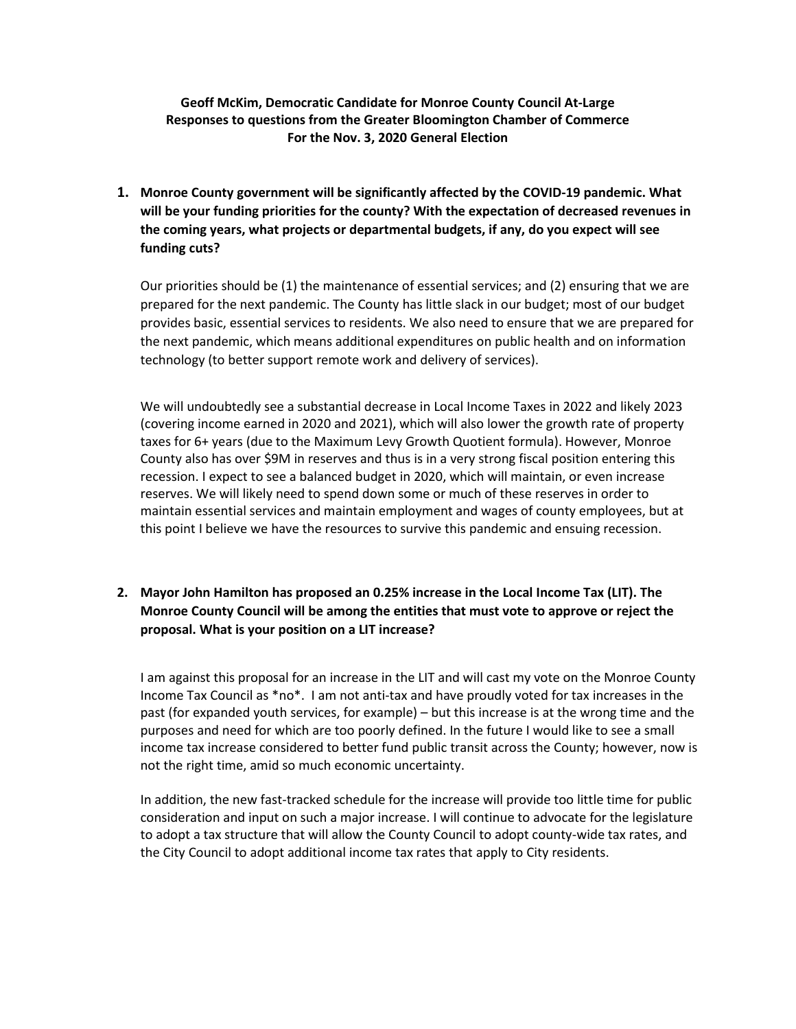**Geoff McKim, Democratic Candidate for Monroe County Council At-Large**
**Responses to questions from the Greater Bloomington Chamber of Commerce**
**For the Nov. 3, 2020 General Election**

1. **Monroe County government will be significantly affected by the COVID-19 pandemic. What will be your funding priorities for the county? With the expectation of decreased revenues in the coming years, what projects or departmental budgets, if any, do you expect will see funding cuts?**

   Our priorities should be (1) the maintenance of essential services; and (2) ensuring that we are prepared for the next pandemic. The County has little slack in our budget; most of our budget provides basic, essential services to residents. We also need to ensure that we are prepared for the next pandemic, which means additional expenditures on public health and on information technology (to better support remote work and delivery of services).

   We will undoubtedly see a substantial decrease in Local Income Taxes in 2022 and likely 2023 (covering income earned in 2020 and 2021), which will also lower the growth rate of property taxes for 6+ years (due to the Maximum Levy Growth Quotient formula). However, Monroe County also has over $9M in reserves and thus is in a very strong fiscal position entering this recession. I expect to see a balanced budget in 2020, which will maintain, or even increase reserves. We will likely need to spend down some or much of these reserves in order to maintain essential services and maintain employment and wages of county employees, but at this point I believe we have the resources to survive this pandemic and ensuing recession.

2. **Mayor John Hamilton has proposed an 0.25% increase in the Local Income Tax (LIT). The Monroe County Council will be among the entities that must vote to approve or reject the proposal. What is your position on a LIT increase?**

   I am against this proposal for an increase in the LIT and will cast my vote on the Monroe County Income Tax Council as *no*. I am not anti-tax and have proudly voted for tax increases in the past (for expanded youth services, for example) – but this increase is at the wrong time and the purposes and need for which are too poorly defined. In the future I would like to see a small income tax increase considered to better fund public transit across the County; however, now is not the right time, amid so much economic uncertainty.

   In addition, the new fast-tracked schedule for the increase will provide too little time for public consideration and input on such a major increase. I will continue to advocate for the legislature to adopt a tax structure that will allow the County Council to adopt county-wide tax rates, and the City Council to adopt additional income tax rates that apply to City residents.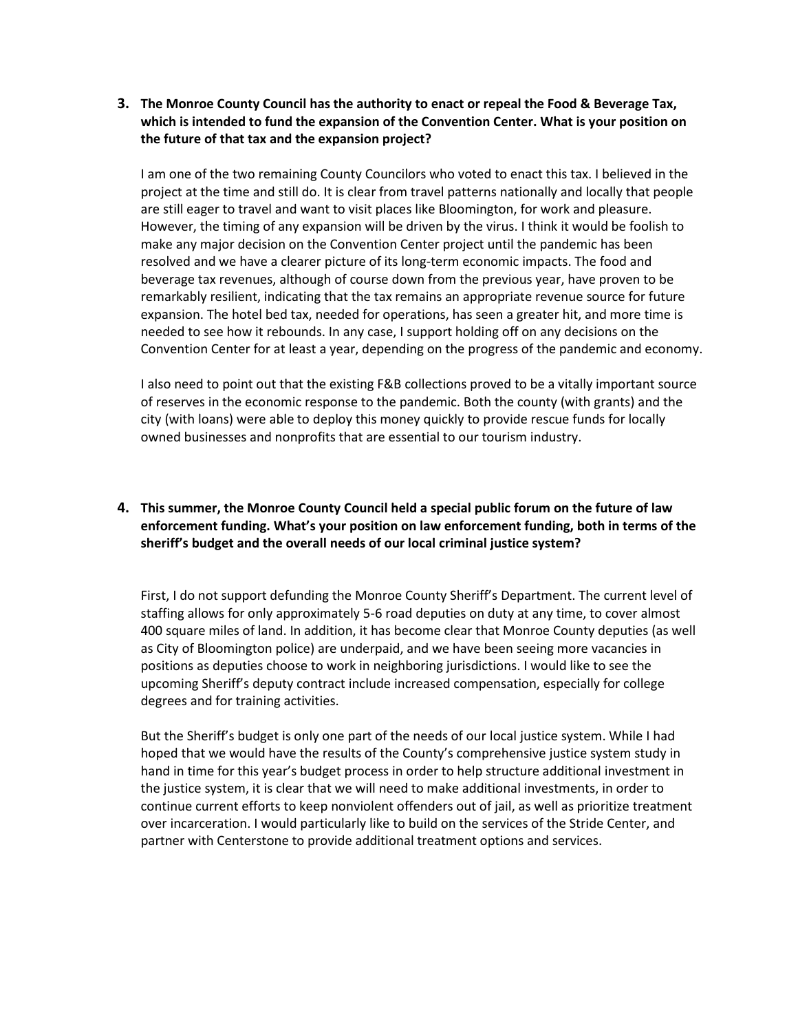**3. The Monroe County Council has the authority to enact or repeal the Food & Beverage Tax, which is intended to fund the expansion of the Convention Center. What is your position on the future of that tax and the expansion project?**

I am one of the two remaining County Councilors who voted to enact this tax. I believed in the project at the time and still do. It is clear from travel patterns nationally and locally that people are still eager to travel and want to visit places like Bloomington, for work and pleasure. However, the timing of any expansion will be driven by the virus. I think it would be foolish to make any major decision on the Convention Center project until the pandemic has been resolved and we have a clearer picture of its long-term economic impacts. The food and beverage tax revenues, although of course down from the previous year, have proven to be remarkably resilient, indicating that the tax remains an appropriate revenue source for future expansion. The hotel bed tax, needed for operations, has seen a greater hit, and more time is needed to see how it rebounds. In any case, I support holding off on any decisions on the Convention Center for at least a year, depending on the progress of the pandemic and economy.

I also need to point out that the existing F&B collections proved to be a vitally important source of reserves in the economic response to the pandemic. Both the county (with grants) and the city (with loans) were able to deploy this money quickly to provide rescue funds for locally owned businesses and nonprofits that are essential to our tourism industry.

**4. This summer, the Monroe County Council held a special public forum on the future of law enforcement funding. What's your position on law enforcement funding, both in terms of the sheriff's budget and the overall needs of our local criminal justice system?**

First, I do not support defunding the Monroe County Sheriff's Department. The current level of staffing allows for only approximately 5-6 road deputies on duty at any time, to cover almost 400 square miles of land. In addition, it has become clear that Monroe County deputies (as well as City of Bloomington police) are underpaid, and we have been seeing more vacancies in positions as deputies choose to work in neighboring jurisdictions. I would like to see the upcoming Sheriff's deputy contract include increased compensation, especially for college degrees and for training activities.

But the Sheriff's budget is only one part of the needs of our local justice system. While I had hoped that we would have the results of the County's comprehensive justice system study in hand in time for this year's budget process in order to help structure additional investment in the justice system, it is clear that we will need to make additional investments, in order to continue current efforts to keep nonviolent offenders out of jail, as well as prioritize treatment over incarceration. I would particularly like to build on the services of the Stride Center, and partner with Centerstone to provide additional treatment options and services.